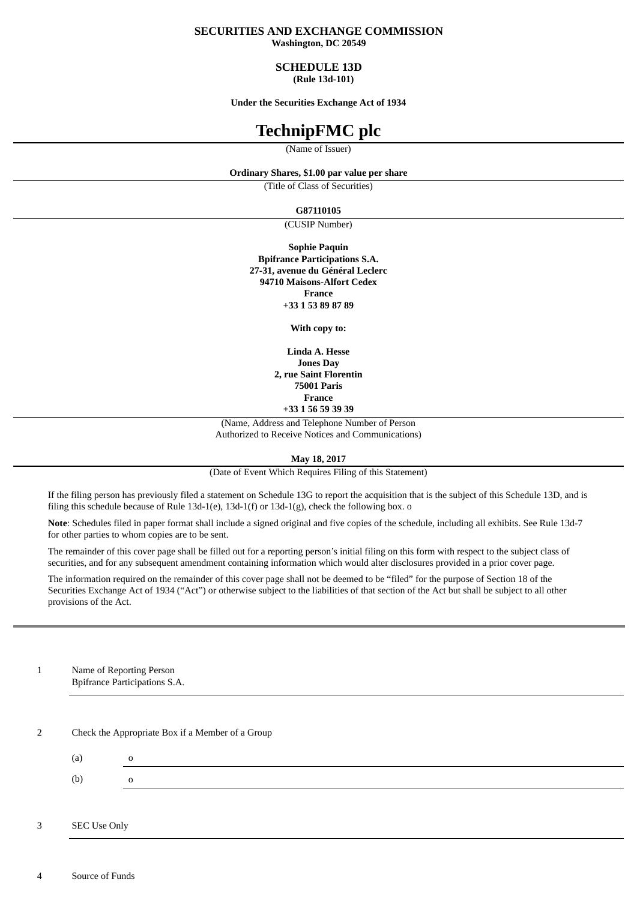**SECURITIES AND EXCHANGE COMMISSION**
**Washington, DC 20549**

**SCHEDULE 13D**
**(Rule 13d-101)**

**Under the Securities Exchange Act of 1934**

# TechnipFMC plc

(Name of Issuer)

**Ordinary Shares, $1.00 par value per share**

(Title of Class of Securities)

**G87110105**

(CUSIP Number)

**Sophie Paquin**
**Bpifrance Participations S.A.**
**27-31, avenue du Général Leclerc**
**94710 Maisons-Alfort Cedex**
**France**
**+33 1 53 89 87 89**

**With copy to:**

**Linda A. Hesse**
**Jones Day**
**2, rue Saint Florentin**
**75001 Paris**
**France**
**+33 1 56 59 39 39**

(Name, Address and Telephone Number of Person Authorized to Receive Notices and Communications)

**May 18, 2017**

(Date of Event Which Requires Filing of this Statement)

If the filing person has previously filed a statement on Schedule 13G to report the acquisition that is the subject of this Schedule 13D, and is filing this schedule because of Rule 13d-1(e), 13d-1(f) or 13d-1(g), check the following box. o

**Note**: Schedules filed in paper format shall include a signed original and five copies of the schedule, including all exhibits. See Rule 13d-7 for other parties to whom copies are to be sent.

The remainder of this cover page shall be filled out for a reporting person's initial filing on this form with respect to the subject class of securities, and for any subsequent amendment containing information which would alter disclosures provided in a prior cover page.

The information required on the remainder of this cover page shall not be deemed to be "filed" for the purpose of Section 18 of the Securities Exchange Act of 1934 ("Act") or otherwise subject to the liabilities of that section of the Act but shall be subject to all other provisions of the Act.

---

| | | |
|---|---|---|
| 1 | Name of Reporting Person<br>Bpifrance Participations S.A. | |
| 2 | Check the Appropriate Box if a Member of a Group | (a) o<br>(b) o |
| 3 | SEC Use Only | |
| 4 | Source of Funds | |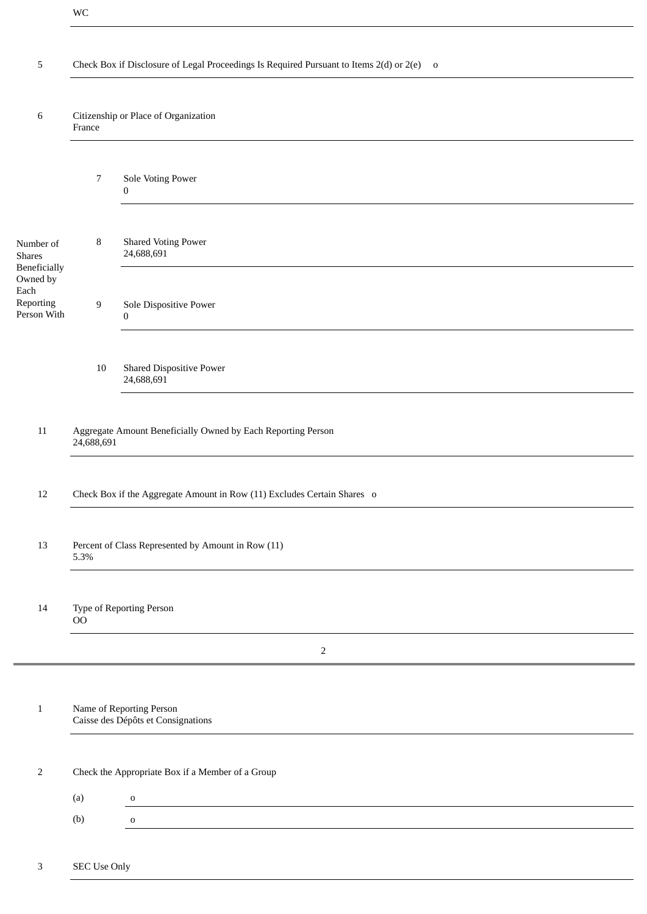| | | | |
|---|---|---|---|
| | | WC | |
| 5 | | Check Box if Disclosure of Legal Proceedings Is Required Pursuant to Items 2(d) or 2(e) o | |
| 6 | | Citizenship or Place of Organization<br>France | |
| Number of Shares Beneficially Owned by Each Reporting Person With | 7 | Sole Voting Power<br>0 | |
| | 8 | Shared Voting Power<br>24,688,691 | |
| | 9 | Sole Dispositive Power<br>0 | |
| | 10 | Shared Dispositive Power<br>24,688,691 | |
| 11 | | Aggregate Amount Beneficially Owned by Each Reporting Person<br>24,688,691 | |
| 12 | | Check Box if the Aggregate Amount in Row (11) Excludes Certain Shares o | |
| 13 | | Percent of Class Represented by Amount in Row (11)<br>5.3% | |
| 14 | | Type of Reporting Person<br>OO | |

| | | | |
|---|---|---|---|
| 1 | Name of Reporting Person<br>Caisse des Dépôts et Consignations | | |
| 2 | Check the Appropriate Box if a Member of a Group | | |
| | (a) | o | |
| | (b) | o | |
| 3 | SEC Use Only | | |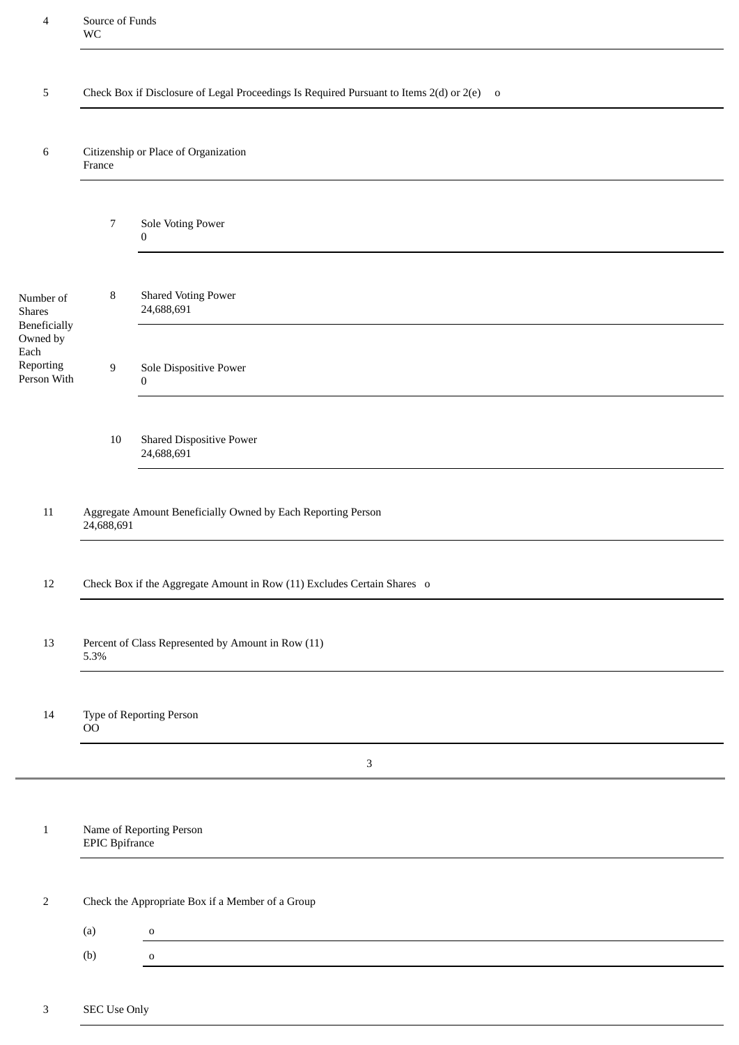| | | | |
|---|---|---|---|
| 4 | Source of Funds<br>WC | | |
| 5 | Check Box if Disclosure of Legal Proceedings Is Required Pursuant to Items 2(d) or 2(e) o | | |
| 6 | Citizenship or Place of Organization<br>France | | |
| Number of Shares Beneficially Owned by Each Reporting Person With | | 7 | Sole Voting Power<br>0 |
| | | 8 | Shared Voting Power<br>24,688,691 |
| | | 9 | Sole Dispositive Power<br>0 |
| | | 10 | Shared Dispositive Power<br>24,688,691 |
| 11 | Aggregate Amount Beneficially Owned by Each Reporting Person<br>24,688,691 | | |
| 12 | Check Box if the Aggregate Amount in Row (11) Excludes Certain Shares o | | |
| 13 | Percent of Class Represented by Amount in Row (11)<br>5.3% | | |
| 14 | Type of Reporting Person<br>OO | | |

| | | |
|---|---|---|
| 1 | Name of Reporting Person<br>EPIC Bpifrance | |
| 2 | Check the Appropriate Box if a Member of a Group | |
| | (a) | o |
| | (b) | o |
| 3 | SEC Use Only | |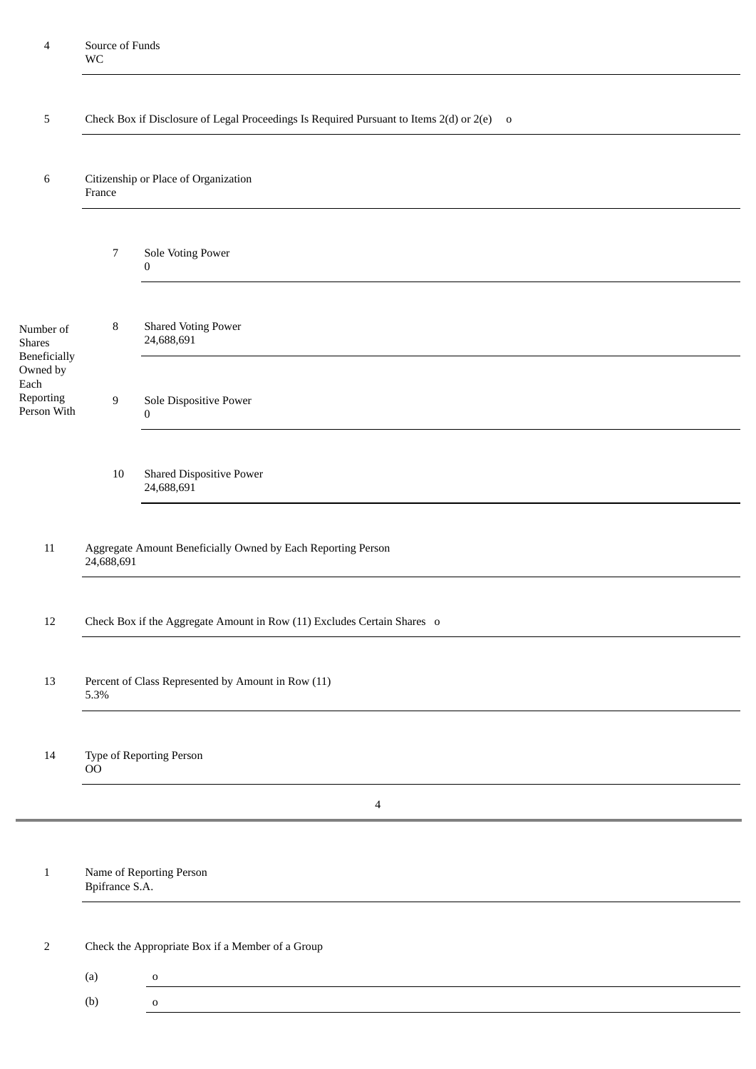| | | | |
|---|---|---|---|
| 4 | Source of Funds<br>WC | | |
| 5 | Check Box if Disclosure of Legal Proceedings Is Required Pursuant to Items 2(d) or 2(e) o | | |
| 6 | Citizenship or Place of Organization<br>France | | |
| Number of Shares Beneficially Owned by Each Reporting Person With | | 7 | Sole Voting Power<br>0 |
| | | 8 | Shared Voting Power<br>24,688,691 |
| | | 9 | Sole Dispositive Power<br>0 |
| | | 10 | Shared Dispositive Power<br>24,688,691 |
| 11 | Aggregate Amount Beneficially Owned by Each Reporting Person<br>24,688,691 | | |
| 12 | Check Box if the Aggregate Amount in Row (11) Excludes Certain Shares o | | |
| 13 | Percent of Class Represented by Amount in Row (11)<br>5.3% | | |
| 14 | Type of Reporting Person<br>OO | | |

| | | |
|---|---|---|
| 1 | Name of Reporting Person<br>Bpifrance S.A. | |
| 2 | Check the Appropriate Box if a Member of a Group | |
| | (a) | o |
| | (b) | o |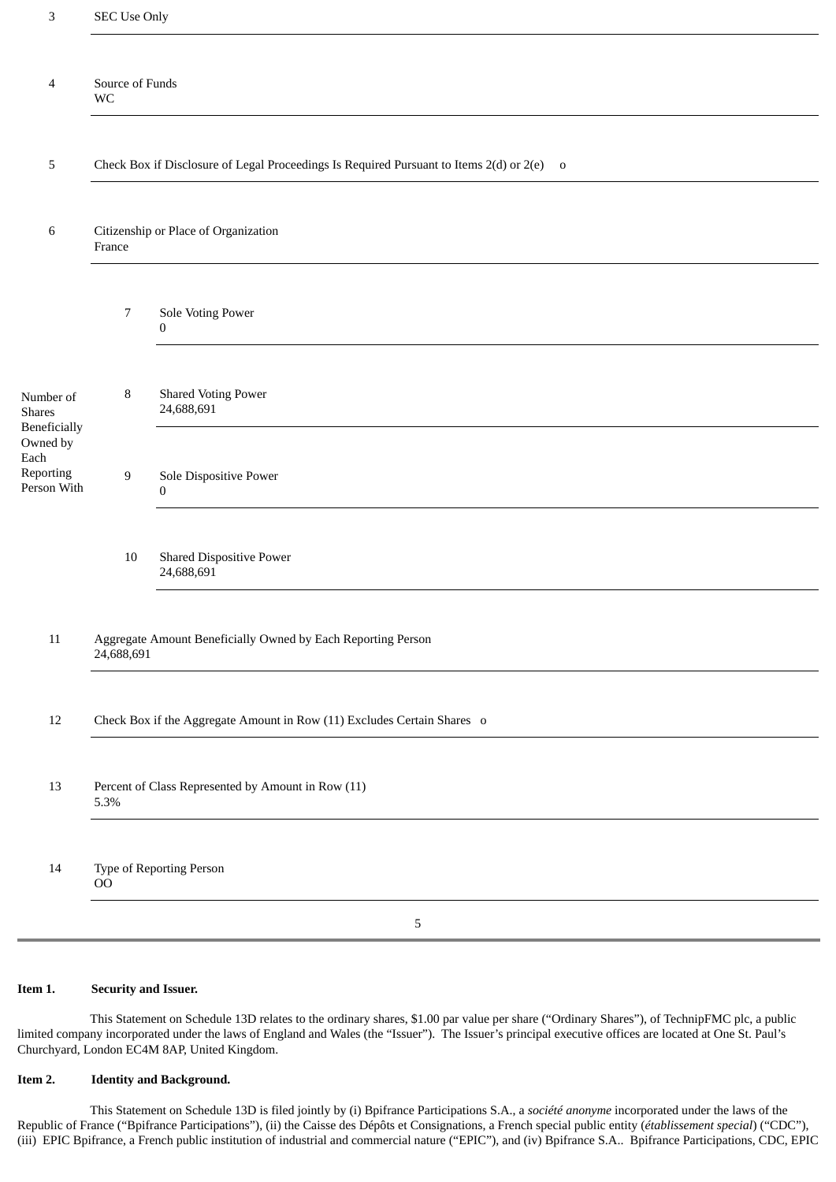| | | | |
|---|---|---|---|
| 3 | SEC Use Only | | |
| 4 | Source of Funds<br>WC | | |
| 5 | Check Box if Disclosure of Legal Proceedings Is Required Pursuant to Items 2(d) or 2(e) o | | |
| 6 | Citizenship or Place of Organization<br>France | | |
| Number of Shares Beneficially Owned by Each Reporting Person With | | 7 | Sole Voting Power<br>0 |
| | | 8 | Shared Voting Power<br>24,688,691 |
| | | 9 | Sole Dispositive Power<br>0 |
| | | 10 | Shared Dispositive Power<br>24,688,691 |
| 11 | Aggregate Amount Beneficially Owned by Each Reporting Person<br>24,688,691 | | |
| 12 | Check Box if the Aggregate Amount in Row (11) Excludes Certain Shares o | | |
| 13 | Percent of Class Represented by Amount in Row (11)<br>5.3% | | |
| 14 | Type of Reporting Person<br>OO | | |

**Item 1. Security and Issuer.**

This Statement on Schedule 13D relates to the ordinary shares, $1.00 par value per share ("Ordinary Shares"), of TechnipFMC plc, a public limited company incorporated under the laws of England and Wales (the "Issuer"). The Issuer's principal executive offices are located at One St. Paul's Churchyard, London EC4M 8AP, United Kingdom.

**Item 2. Identity and Background.**

This Statement on Schedule 13D is filed jointly by (i) Bpifrance Participations S.A., a *société anonyme* incorporated under the laws of the Republic of France ("Bpifrance Participations"), (ii) the Caisse des Dépôts et Consignations, a French special public entity (*établissement special*) ("CDC"), (iii) EPIC Bpifrance, a French public institution of industrial and commercial nature ("EPIC"), and (iv) Bpifrance S.A.. Bpifrance Participations, CDC, EPIC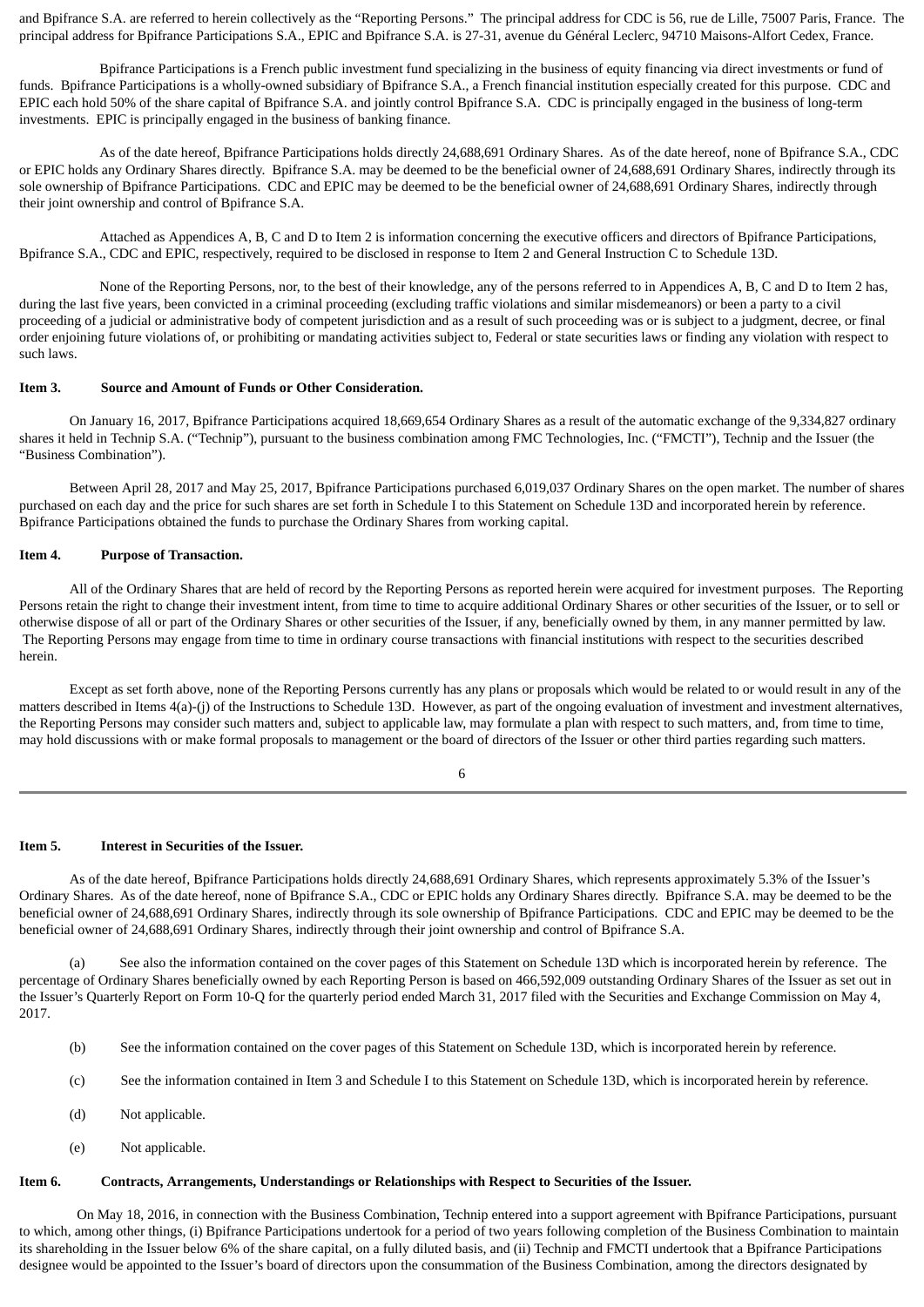and Bpifrance S.A. are referred to herein collectively as the "Reporting Persons." The principal address for CDC is 56, rue de Lille, 75007 Paris, France. The principal address for Bpifrance Participations S.A., EPIC and Bpifrance S.A. is 27-31, avenue du Général Leclerc, 94710 Maisons-Alfort Cedex, France.

Bpifrance Participations is a French public investment fund specializing in the business of equity financing via direct investments or fund of funds. Bpifrance Participations is a wholly-owned subsidiary of Bpifrance S.A., a French financial institution especially created for this purpose. CDC and EPIC each hold 50% of the share capital of Bpifrance S.A. and jointly control Bpifrance S.A. CDC is principally engaged in the business of long-term investments. EPIC is principally engaged in the business of banking finance.

As of the date hereof, Bpifrance Participations holds directly 24,688,691 Ordinary Shares. As of the date hereof, none of Bpifrance S.A., CDC or EPIC holds any Ordinary Shares directly. Bpifrance S.A. may be deemed to be the beneficial owner of 24,688,691 Ordinary Shares, indirectly through its sole ownership of Bpifrance Participations. CDC and EPIC may be deemed to be the beneficial owner of 24,688,691 Ordinary Shares, indirectly through their joint ownership and control of Bpifrance S.A.

Attached as Appendices A, B, C and D to Item 2 is information concerning the executive officers and directors of Bpifrance Participations, Bpifrance S.A., CDC and EPIC, respectively, required to be disclosed in response to Item 2 and General Instruction C to Schedule 13D.

None of the Reporting Persons, nor, to the best of their knowledge, any of the persons referred to in Appendices A, B, C and D to Item 2 has, during the last five years, been convicted in a criminal proceeding (excluding traffic violations and similar misdemeanors) or been a party to a civil proceeding of a judicial or administrative body of competent jurisdiction and as a result of such proceeding was or is subject to a judgment, decree, or final order enjoining future violations of, or prohibiting or mandating activities subject to, Federal or state securities laws or finding any violation with respect to such laws.

**Item 3. Source and Amount of Funds or Other Consideration.**

On January 16, 2017, Bpifrance Participations acquired 18,669,654 Ordinary Shares as a result of the automatic exchange of the 9,334,827 ordinary shares it held in Technip S.A. ("Technip"), pursuant to the business combination among FMC Technologies, Inc. ("FMCTI"), Technip and the Issuer (the "Business Combination").

Between April 28, 2017 and May 25, 2017, Bpifrance Participations purchased 6,019,037 Ordinary Shares on the open market. The number of shares purchased on each day and the price for such shares are set forth in Schedule I to this Statement on Schedule 13D and incorporated herein by reference. Bpifrance Participations obtained the funds to purchase the Ordinary Shares from working capital.

**Item 4. Purpose of Transaction.**

All of the Ordinary Shares that are held of record by the Reporting Persons as reported herein were acquired for investment purposes. The Reporting Persons retain the right to change their investment intent, from time to time to acquire additional Ordinary Shares or other securities of the Issuer, or to sell or otherwise dispose of all or part of the Ordinary Shares or other securities of the Issuer, if any, beneficially owned by them, in any manner permitted by law. The Reporting Persons may engage from time to time in ordinary course transactions with financial institutions with respect to the securities described herein.

Except as set forth above, none of the Reporting Persons currently has any plans or proposals which would be related to or would result in any of the matters described in Items 4(a)-(j) of the Instructions to Schedule 13D. However, as part of the ongoing evaluation of investment and investment alternatives, the Reporting Persons may consider such matters and, subject to applicable law, may formulate a plan with respect to such matters, and, from time to time, may hold discussions with or make formal proposals to management or the board of directors of the Issuer or other third parties regarding such matters.

**Item 5. Interest in Securities of the Issuer.**

As of the date hereof, Bpifrance Participations holds directly 24,688,691 Ordinary Shares, which represents approximately 5.3% of the Issuer's Ordinary Shares. As of the date hereof, none of Bpifrance S.A., CDC or EPIC holds any Ordinary Shares directly. Bpifrance S.A. may be deemed to be the beneficial owner of 24,688,691 Ordinary Shares, indirectly through its sole ownership of Bpifrance Participations. CDC and EPIC may be deemed to be the beneficial owner of 24,688,691 Ordinary Shares, indirectly through their joint ownership and control of Bpifrance S.A.

(a) See also the information contained on the cover pages of this Statement on Schedule 13D which is incorporated herein by reference. The percentage of Ordinary Shares beneficially owned by each Reporting Person is based on 466,592,009 outstanding Ordinary Shares of the Issuer as set out in the Issuer's Quarterly Report on Form 10-Q for the quarterly period ended March 31, 2017 filed with the Securities and Exchange Commission on May 4, 2017.

(b) See the information contained on the cover pages of this Statement on Schedule 13D, which is incorporated herein by reference.

(c) See the information contained in Item 3 and Schedule I to this Statement on Schedule 13D, which is incorporated herein by reference.

(d) Not applicable.

(e) Not applicable.

**Item 6. Contracts, Arrangements, Understandings or Relationships with Respect to Securities of the Issuer.**

On May 18, 2016, in connection with the Business Combination, Technip entered into a support agreement with Bpifrance Participations, pursuant to which, among other things, (i) Bpifrance Participations undertook for a period of two years following completion of the Business Combination to maintain its shareholding in the Issuer below 6% of the share capital, on a fully diluted basis, and (ii) Technip and FMCTI undertook that a Bpifrance Participations designee would be appointed to the Issuer's board of directors upon the consummation of the Business Combination, among the directors designated by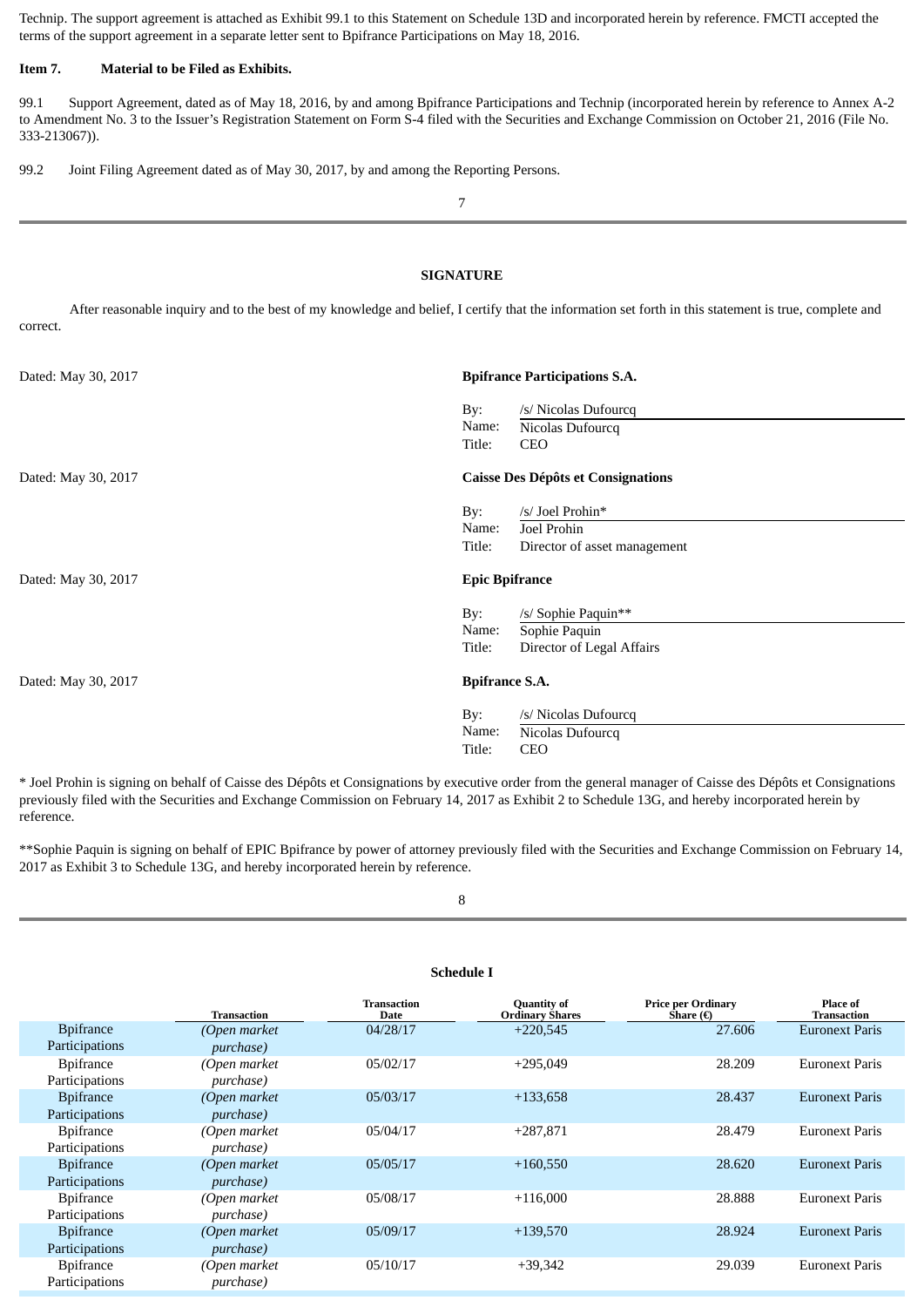Technip. The support agreement is attached as Exhibit 99.1 to this Statement on Schedule 13D and incorporated herein by reference. FMCTI accepted the terms of the support agreement in a separate letter sent to Bpifrance Participations on May 18, 2016.

**Item 7. Material to be Filed as Exhibits.**

99.1 Support Agreement, dated as of May 18, 2016, by and among Bpifrance Participations and Technip (incorporated herein by reference to Annex A-2 to Amendment No. 3 to the Issuer's Registration Statement on Form S-4 filed with the Securities and Exchange Commission on October 21, 2016 (File No. 333-213067)).

99.2 Joint Filing Agreement dated as of May 30, 2017, by and among the Reporting Persons.

**SIGNATURE**

After reasonable inquiry and to the best of my knowledge and belief, I certify that the information set forth in this statement is true, complete and correct.

Dated: May 30, 2017

**Bpifrance Participations S.A.**

By: /s/ Nicolas Dufourcq
Name: Nicolas Dufourcq
Title: CEO

Dated: May 30, 2017

**Caisse Des Dépôts et Consignations**

By: /s/ Joel Prohin*
Name: Joel Prohin
Title: Director of asset management

Dated: May 30, 2017

**Epic Bpifrance**

By: /s/ Sophie Paquin**
Name: Sophie Paquin
Title: Director of Legal Affairs

Dated: May 30, 2017

**Bpifrance S.A.**

By: /s/ Nicolas Dufourcq
Name: Nicolas Dufourcq
Title: CEO

* Joel Prohin is signing on behalf of Caisse des Dépôts et Consignations by executive order from the general manager of Caisse des Dépôts et Consignations previously filed with the Securities and Exchange Commission on February 14, 2017 as Exhibit 2 to Schedule 13G, and hereby incorporated herein by reference.

**Sophie Paquin is signing on behalf of EPIC Bpifrance by power of attorney previously filed with the Securities and Exchange Commission on February 14, 2017 as Exhibit 3 to Schedule 13G, and hereby incorporated herein by reference.

**Schedule I**

| | Transaction | Transaction Date | Quantity of Ordinary Shares | Price per Ordinary Share (€) | Place of Transaction |
|---|---|---|---|---|---|
| Bpifrance Participations | *(Open market purchase)* | 04/28/17 | +220,545 | 27.606 | Euronext Paris |
| Bpifrance Participations | *(Open market purchase)* | 05/02/17 | +295,049 | 28.209 | Euronext Paris |
| Bpifrance Participations | *(Open market purchase)* | 05/03/17 | +133,658 | 28.437 | Euronext Paris |
| Bpifrance Participations | *(Open market purchase)* | 05/04/17 | +287,871 | 28.479 | Euronext Paris |
| Bpifrance Participations | *(Open market purchase)* | 05/05/17 | +160,550 | 28.620 | Euronext Paris |
| Bpifrance Participations | *(Open market purchase)* | 05/08/17 | +116,000 | 28.888 | Euronext Paris |
| Bpifrance Participations | *(Open market purchase)* | 05/09/17 | +139,570 | 28.924 | Euronext Paris |
| Bpifrance Participations | *(Open market purchase)* | 05/10/17 | +39,342 | 29.039 | Euronext Paris |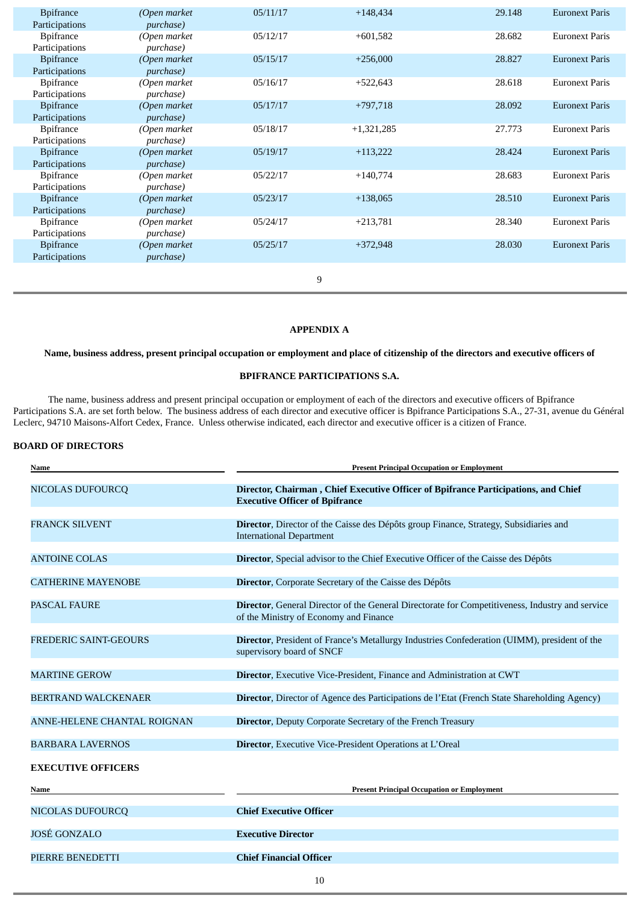| | | | | | |
|---|---|---|---|---|---|
| Bpifrance Participations | *(Open market purchase)* | 05/11/17 | +148,434 | 29.148 | Euronext Paris |
| Bpifrance Participations | *(Open market purchase)* | 05/12/17 | +601,582 | 28.682 | Euronext Paris |
| Bpifrance Participations | *(Open market purchase)* | 05/15/17 | +256,000 | 28.827 | Euronext Paris |
| Bpifrance Participations | *(Open market purchase)* | 05/16/17 | +522,643 | 28.618 | Euronext Paris |
| Bpifrance Participations | *(Open market purchase)* | 05/17/17 | +797,718 | 28.092 | Euronext Paris |
| Bpifrance Participations | *(Open market purchase)* | 05/18/17 | +1,321,285 | 27.773 | Euronext Paris |
| Bpifrance Participations | *(Open market purchase)* | 05/19/17 | +113,222 | 28.424 | Euronext Paris |
| Bpifrance Participations | *(Open market purchase)* | 05/22/17 | +140,774 | 28.683 | Euronext Paris |
| Bpifrance Participations | *(Open market purchase)* | 05/23/17 | +138,065 | 28.510 | Euronext Paris |
| Bpifrance Participations | *(Open market purchase)* | 05/24/17 | +213,781 | 28.340 | Euronext Paris |
| Bpifrance Participations | *(Open market purchase)* | 05/25/17 | +372,948 | 28.030 | Euronext Paris |

## APPENDIX A

### Name, business address, present principal occupation or employment and place of citizenship of the directors and executive officers of

### BPIFRANCE PARTICIPATIONS S.A.

The name, business address and present principal occupation or employment of each of the directors and executive officers of Bpifrance Participations S.A. are set forth below. The business address of each director and executive officer is Bpifrance Participations S.A., 27-31, avenue du Général Leclerc, 94710 Maisons-Alfort Cedex, France. Unless otherwise indicated, each director and executive officer is a citizen of France.

**BOARD OF DIRECTORS**

| Name | Present Principal Occupation or Employment |
|---|---|
| NICOLAS DUFOURCQ | **Director, Chairman , Chief Executive Officer of Bpifrance Participations, and Chief Executive Officer of Bpifrance** |
| FRANCK SILVENT | **Director**, Director of the Caisse des Dépôts group Finance, Strategy, Subsidiaries and International Department |
| ANTOINE COLAS | **Director**, Special advisor to the Chief Executive Officer of the Caisse des Dépôts |
| CATHERINE MAYENOBE | **Director**, Corporate Secretary of the Caisse des Dépôts |
| PASCAL FAURE | **Director**, General Director of the General Directorate for Competitiveness, Industry and service of the Ministry of Economy and Finance |
| FREDERIC SAINT-GEOURS | **Director**, President of France's Metallurgy Industries Confederation (UIMM), president of the supervisory board of SNCF |
| MARTINE GEROW | **Director**, Executive Vice-President, Finance and Administration at CWT |
| BERTRAND WALCKENAER | **Director**, Director of Agence des Participations de l'Etat (French State Shareholding Agency) |
| ANNE-HELENE CHANTAL ROIGNAN | **Director**, Deputy Corporate Secretary of the French Treasury |
| BARBARA LAVERNOS | **Director**, Executive Vice-President Operations at L'Oreal |

**EXECUTIVE OFFICERS**

| Name | Present Principal Occupation or Employment |
|---|---|
| NICOLAS DUFOURCQ | **Chief Executive Officer** |
| JOSÉ GONZALO | **Executive Director** |
| PIERRE BENEDETTI | **Chief Financial Officer** |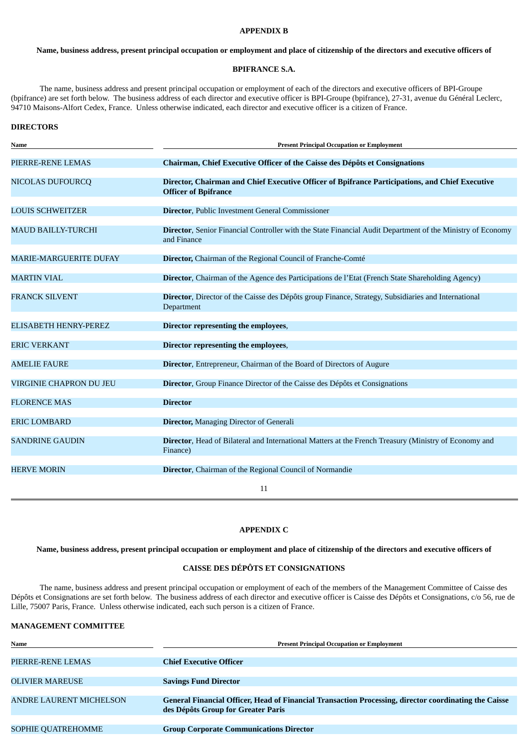**APPENDIX B**

**Name, business address, present principal occupation or employment and place of citizenship of the directors and executive officers of**

**BPIFRANCE S.A.**

The name, business address and present principal occupation or employment of each of the directors and executive officers of BPI-Groupe (bpifrance) are set forth below. The business address of each director and executive officer is BPI-Groupe (bpifrance), 27-31, avenue du Général Leclerc, 94710 Maisons-Alfort Cedex, France. Unless otherwise indicated, each director and executive officer is a citizen of France.

**DIRECTORS**

| Name | Present Principal Occupation or Employment |
|---|---|
| PIERRE-RENE LEMAS | **Chairman, Chief Executive Officer of the Caisse des Dépôts et Consignations** |
| NICOLAS DUFOURCQ | **Director, Chairman and Chief Executive Officer of Bpifrance Participations, and Chief Executive Officer of Bpifrance** |
| LOUIS SCHWEITZER | **Director**, Public Investment General Commissioner |
| MAUD BAILLY-TURCHI | **Director**, Senior Financial Controller with the State Financial Audit Department of the Ministry of Economy and Finance |
| MARIE-MARGUERITE DUFAY | **Director,** Chairman of the Regional Council of Franche-Comté |
| MARTIN VIAL | **Director**, Chairman of the Agence des Participations de l'Etat (French State Shareholding Agency) |
| FRANCK SILVENT | **Director**, Director of the Caisse des Dépôts group Finance, Strategy, Subsidiaries and International Department |
| ELISABETH HENRY-PEREZ | **Director representing the employees**, |
| ERIC VERKANT | **Director representing the employees**, |
| AMELIE FAURE | **Director**, Entrepreneur, Chairman of the Board of Directors of Augure |
| VIRGINIE CHAPRON DU JEU | **Director**, Group Finance Director of the Caisse des Dépôts et Consignations |
| FLORENCE MAS | **Director** |
| ERIC LOMBARD | **Director,** Managing Director of Generali |
| SANDRINE GAUDIN | **Director**, Head of Bilateral and International Matters at the French Treasury (Ministry of Economy and Finance) |
| HERVE MORIN | **Director**, Chairman of the Regional Council of Normandie |

**APPENDIX C**

**Name, business address, present principal occupation or employment and place of citizenship of the directors and executive officers of**

**CAISSE DES DÉPÔTS ET CONSIGNATIONS**

The name, business address and present principal occupation or employment of each of the members of the Management Committee of Caisse des Dépôts et Consignations are set forth below. The business address of each director and executive officer is Caisse des Dépôts et Consignations, c/o 56, rue de Lille, 75007 Paris, France. Unless otherwise indicated, each such person is a citizen of France.

**MANAGEMENT COMMITTEE**

| Name | Present Principal Occupation or Employment |
|---|---|
| PIERRE-RENE LEMAS | **Chief Executive Officer** |
| OLIVIER MAREUSE | **Savings Fund Director** |
| ANDRE LAURENT MICHELSON | **General Financial Officer, Head of Financial Transaction Processing, director coordinating the Caisse des Dépôts Group for Greater Paris** |
| SOPHIE QUATREHOMME | **Group Corporate Communications Director** |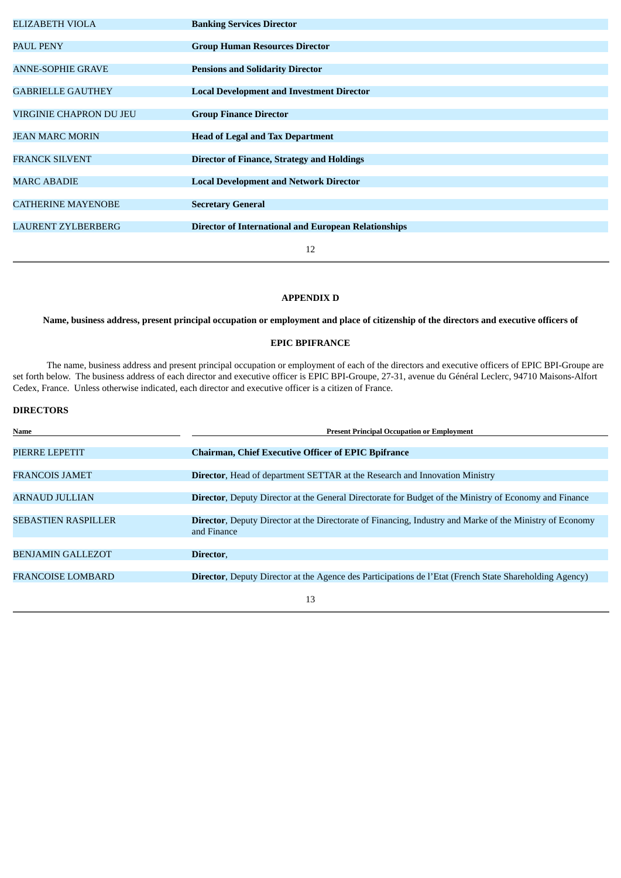| | |
|---|---|
| ELIZABETH VIOLA | **Banking Services Director** |
| PAUL PENY | **Group Human Resources Director** |
| ANNE-SOPHIE GRAVE | **Pensions and Solidarity Director** |
| GABRIELLE GAUTHEY | **Local Development and Investment Director** |
| VIRGINIE CHAPRON DU JEU | **Group Finance Director** |
| JEAN MARC MORIN | **Head of Legal and Tax Department** |
| FRANCK SILVENT | **Director of Finance, Strategy and Holdings** |
| MARC ABADIE | **Local Development and Network Director** |
| CATHERINE MAYENOBE | **Secretary General** |
| LAURENT ZYLBERBERG | **Director of International and European Relationships** |

## APPENDIX D

### Name, business address, present principal occupation or employment and place of citizenship of the directors and executive officers of

### EPIC BPIFRANCE

The name, business address and present principal occupation or employment of each of the directors and executive officers of EPIC BPI-Groupe are set forth below. The business address of each director and executive officer is EPIC BPI-Groupe, 27-31, avenue du Général Leclerc, 94710 Maisons-Alfort Cedex, France. Unless otherwise indicated, each director and executive officer is a citizen of France.

**DIRECTORS**

| Name | Present Principal Occupation or Employment |
|---|---|
| PIERRE LEPETIT | **Chairman, Chief Executive Officer of EPIC Bpifrance** |
| FRANCOIS JAMET | **Director**, Head of department SETTAR at the Research and Innovation Ministry |
| ARNAUD JULLIAN | **Director**, Deputy Director at the General Directorate for Budget of the Ministry of Economy and Finance |
| SEBASTIEN RASPILLER | **Director**, Deputy Director at the Directorate of Financing, Industry and Marke of the Ministry of Economy and Finance |
| BENJAMIN GALLEZOT | **Director**, |
| FRANCOISE LOMBARD | **Director**, Deputy Director at the Agence des Participations de l'Etat (French State Shareholding Agency) |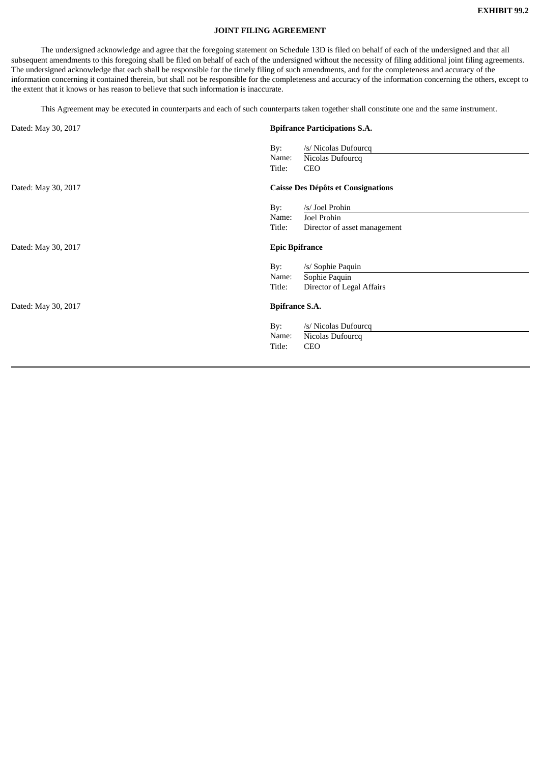**EXHIBIT 99.2**

## JOINT FILING AGREEMENT

The undersigned acknowledge and agree that the foregoing statement on Schedule 13D is filed on behalf of each of the undersigned and that all subsequent amendments to this foregoing shall be filed on behalf of each of the undersigned without the necessity of filing additional joint filing agreements. The undersigned acknowledge that each shall be responsible for the timely filing of such amendments, and for the completeness and accuracy of the information concerning it contained therein, but shall not be responsible for the completeness and accuracy of the information concerning the others, except to the extent that it knows or has reason to believe that such information is inaccurate.

This Agreement may be executed in counterparts and each of such counterparts taken together shall constitute one and the same instrument.

Dated: May 30, 2017

**Bpifrance Participations S.A.**

By: /s/ Nicolas Dufourcq
Name: Nicolas Dufourcq
Title: CEO

Dated: May 30, 2017

**Caisse Des Dépôts et Consignations**

By: /s/ Joel Prohin
Name: Joel Prohin
Title: Director of asset management

Dated: May 30, 2017

**Epic Bpifrance**

By: /s/ Sophie Paquin
Name: Sophie Paquin
Title: Director of Legal Affairs

Dated: May 30, 2017

**Bpifrance S.A.**

By: /s/ Nicolas Dufourcq
Name: Nicolas Dufourcq
Title: CEO